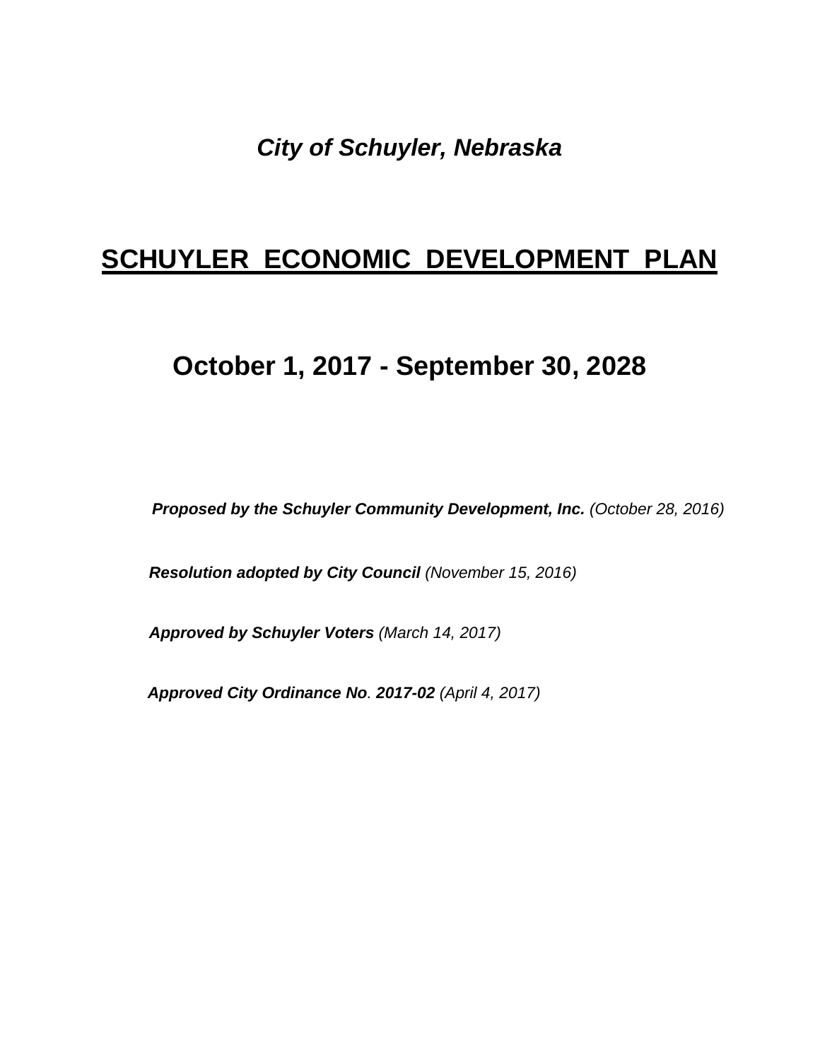***City of Schuyler, Nebraska***

# SCHUYLER ECONOMIC DEVELOPMENT PLAN

## October 1, 2017 - September 30, 2028

***Proposed by the Schuyler Community Development, Inc.*** *(October 28, 2016)*

***Resolution adopted by City Council*** *(November 15, 2016)*

***Approved by Schuyler Voters*** *(March 14, 2017)*

***Approved City Ordinance No. 2017-02*** *(April 4, 2017)*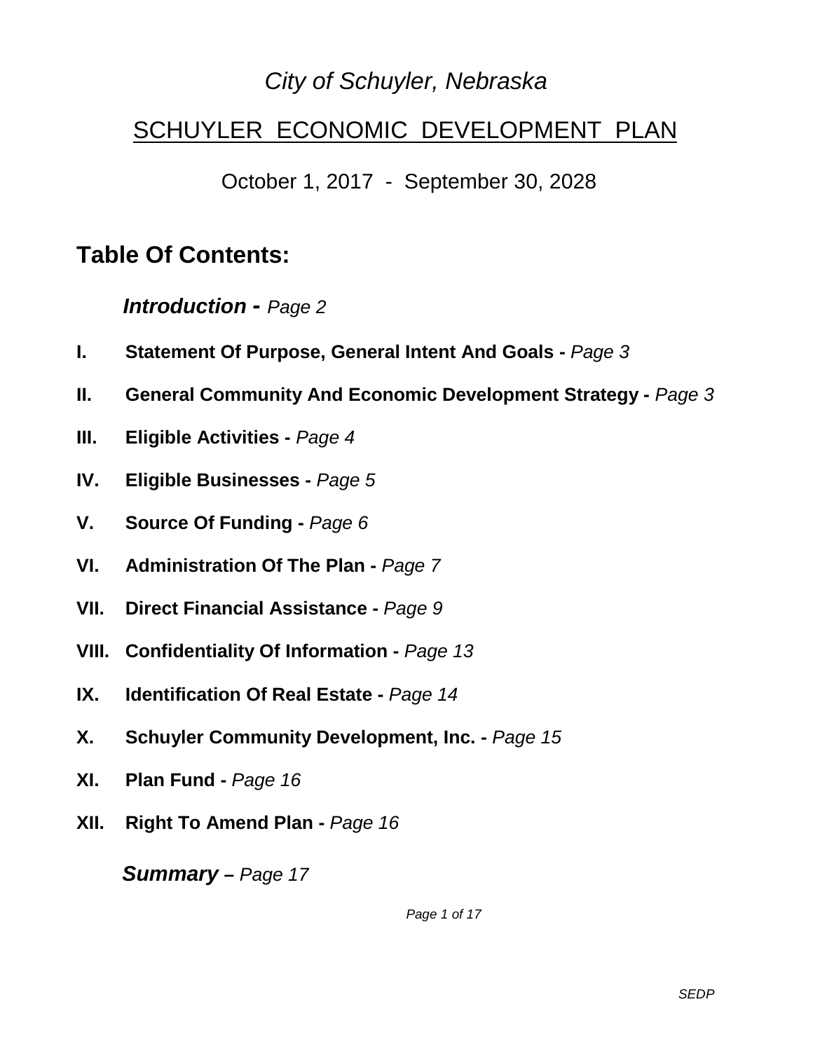*City of Schuyler, Nebraska*

# SCHUYLER ECONOMIC DEVELOPMENT PLAN

October 1, 2017 - September 30, 2028

## Table Of Contents:

***Introduction -*** *Page 2*

**I. Statement Of Purpose, General Intent And Goals -** *Page 3*

**II. General Community And Economic Development Strategy -** *Page 3*

**III. Eligible Activities -** *Page 4*

**IV. Eligible Businesses -** *Page 5*

**V. Source Of Funding -** *Page 6*

**VI. Administration Of The Plan -** *Page 7*

**VII. Direct Financial Assistance -** *Page 9*

**VIII. Confidentiality Of Information -** *Page 13*

**IX. Identification Of Real Estate -** *Page 14*

**X. Schuyler Community Development, Inc. -** *Page 15*

**XI. Plan Fund -** *Page 16*

**XII. Right To Amend Plan -** *Page 16*

***Summary –*** *Page 17*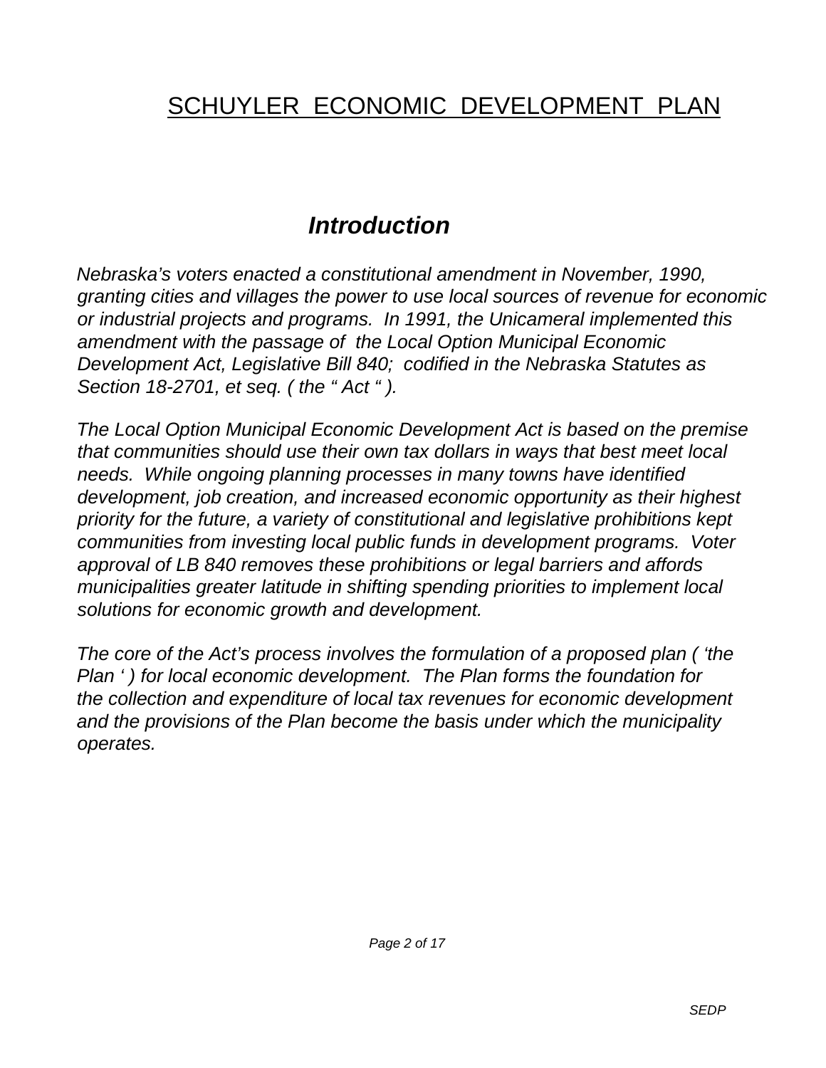# SCHUYLER ECONOMIC DEVELOPMENT PLAN

## *Introduction*

*Nebraska's voters enacted a constitutional amendment in November, 1990, granting cities and villages the power to use local sources of revenue for economic or industrial projects and programs. In 1991, the Unicameral implemented this amendment with the passage of the Local Option Municipal Economic Development Act, Legislative Bill 840; codified in the Nebraska Statutes as Section 18-2701, et seq. ( the " Act " ).*

*The Local Option Municipal Economic Development Act is based on the premise that communities should use their own tax dollars in ways that best meet local needs. While ongoing planning processes in many towns have identified development, job creation, and increased economic opportunity as their highest priority for the future, a variety of constitutional and legislative prohibitions kept communities from investing local public funds in development programs. Voter approval of LB 840 removes these prohibitions or legal barriers and affords municipalities greater latitude in shifting spending priorities to implement local solutions for economic growth and development.*

*The core of the Act's process involves the formulation of a proposed plan ( 'the Plan ' ) for local economic development. The Plan forms the foundation for the collection and expenditure of local tax revenues for economic development and the provisions of the Plan become the basis under which the municipality operates.*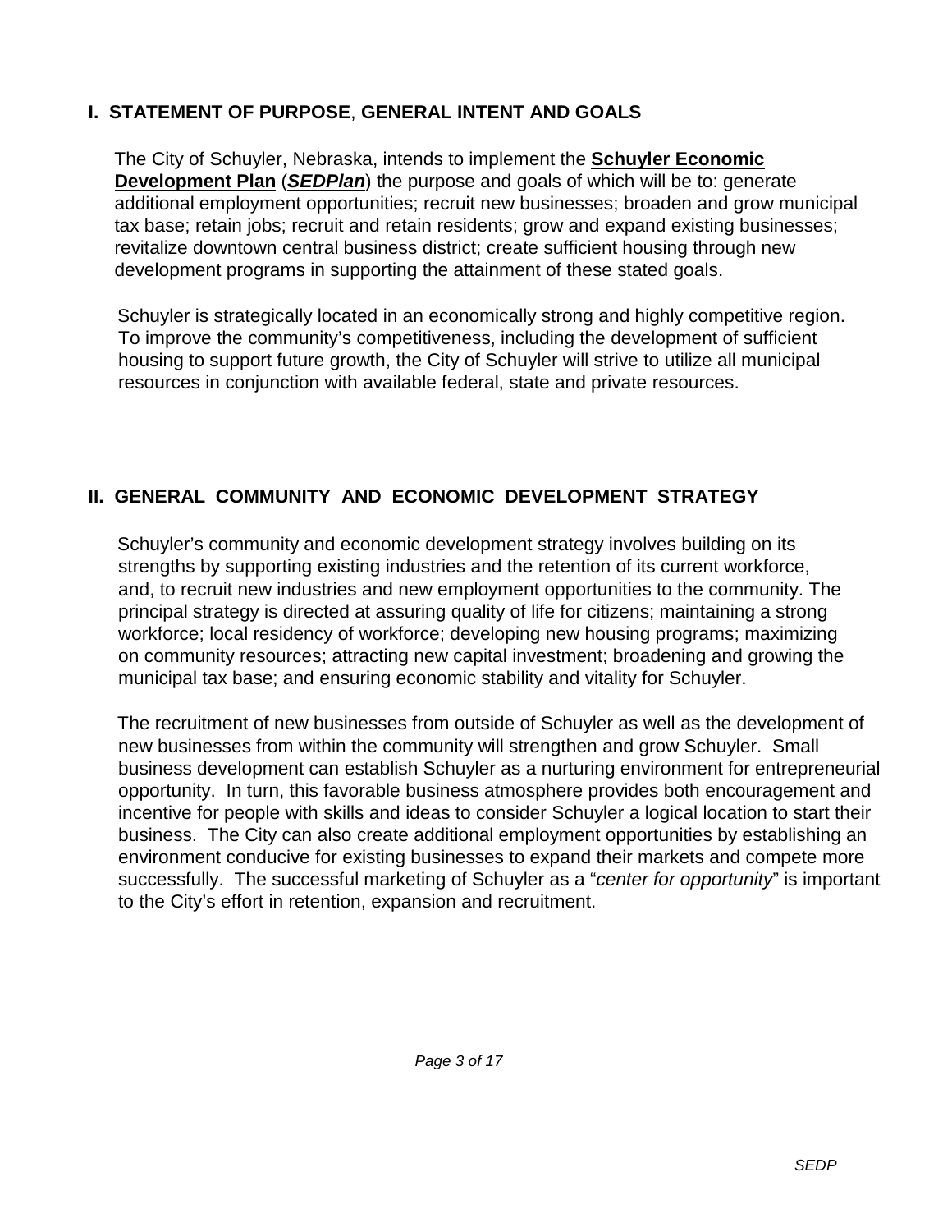## I. STATEMENT OF PURPOSE, GENERAL INTENT AND GOALS

The City of Schuyler, Nebraska, intends to implement the **Schuyler Economic Development Plan** (***SEDPlan***) the purpose and goals of which will be to: generate additional employment opportunities; recruit new businesses; broaden and grow municipal tax base; retain jobs; recruit and retain residents; grow and expand existing businesses; revitalize downtown central business district; create sufficient housing through new development programs in supporting the attainment of these stated goals.

Schuyler is strategically located in an economically strong and highly competitive region. To improve the community's competitiveness, including the development of sufficient housing to support future growth, the City of Schuyler will strive to utilize all municipal resources in conjunction with available federal, state and private resources.

## II. GENERAL COMMUNITY AND ECONOMIC DEVELOPMENT STRATEGY

Schuyler's community and economic development strategy involves building on its strengths by supporting existing industries and the retention of its current workforce, and, to recruit new industries and new employment opportunities to the community. The principal strategy is directed at assuring quality of life for citizens; maintaining a strong workforce; local residency of workforce; developing new housing programs; maximizing on community resources; attracting new capital investment; broadening and growing the municipal tax base; and ensuring economic stability and vitality for Schuyler.

The recruitment of new businesses from outside of Schuyler as well as the development of new businesses from within the community will strengthen and grow Schuyler. Small business development can establish Schuyler as a nurturing environment for entrepreneurial opportunity. In turn, this favorable business atmosphere provides both encouragement and incentive for people with skills and ideas to consider Schuyler a logical location to start their business. The City can also create additional employment opportunities by establishing an environment conducive for existing businesses to expand their markets and compete more successfully. The successful marketing of Schuyler as a "*center for opportunity*" is important to the City's effort in retention, expansion and recruitment.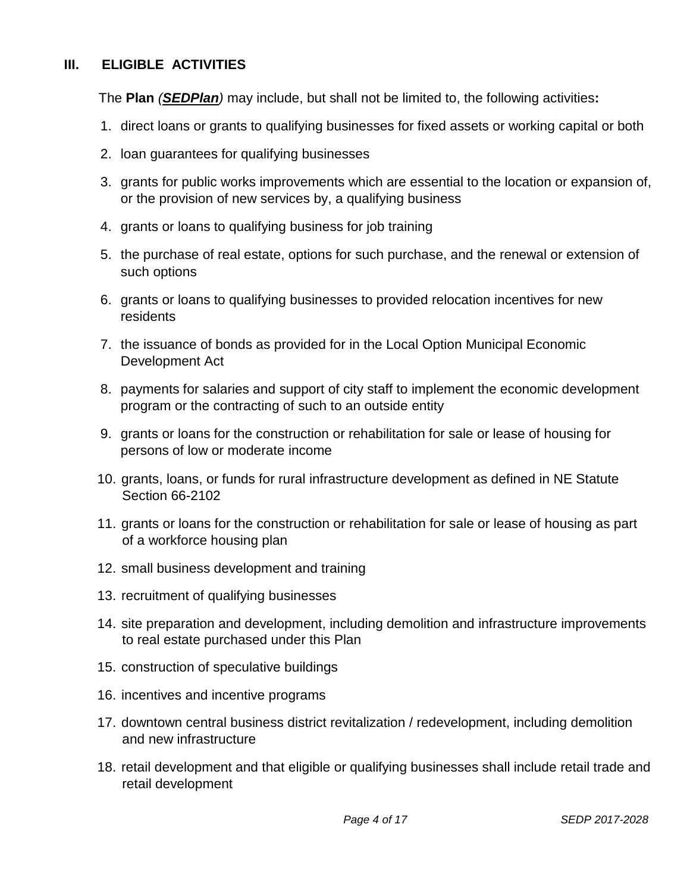## III. ELIGIBLE ACTIVITIES

The **Plan** *(**SEDPlan**)* may include, but shall not be limited to, the following activities**:**

1. direct loans or grants to qualifying businesses for fixed assets or working capital or both
2. loan guarantees for qualifying businesses
3. grants for public works improvements which are essential to the location or expansion of, or the provision of new services by, a qualifying business
4. grants or loans to qualifying business for job training
5. the purchase of real estate, options for such purchase, and the renewal or extension of such options
6. grants or loans to qualifying businesses to provided relocation incentives for new residents
7. the issuance of bonds as provided for in the Local Option Municipal Economic Development Act
8. payments for salaries and support of city staff to implement the economic development program or the contracting of such to an outside entity
9. grants or loans for the construction or rehabilitation for sale or lease of housing for persons of low or moderate income
10. grants, loans, or funds for rural infrastructure development as defined in NE Statute Section 66-2102
11. grants or loans for the construction or rehabilitation for sale or lease of housing as part of a workforce housing plan
12. small business development and training
13. recruitment of qualifying businesses
14. site preparation and development, including demolition and infrastructure improvements to real estate purchased under this Plan
15. construction of speculative buildings
16. incentives and incentive programs
17. downtown central business district revitalization / redevelopment, including demolition and new infrastructure
18. retail development and that eligible or qualifying businesses shall include retail trade and retail development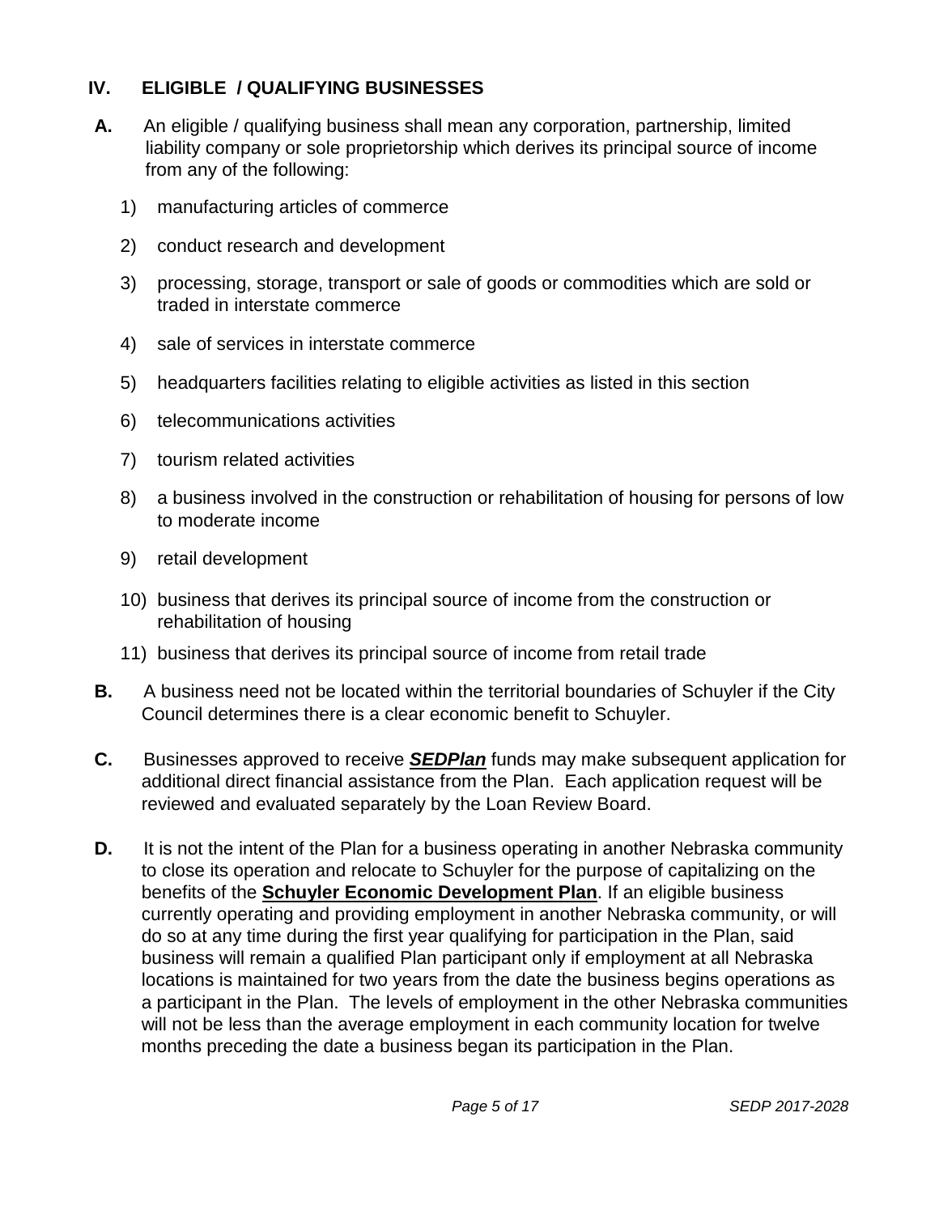## IV. ELIGIBLE / QUALIFYING BUSINESSES

**A.** An eligible / qualifying business shall mean any corporation, partnership, limited liability company or sole proprietorship which derives its principal source of income from any of the following:

1) manufacturing articles of commerce
2) conduct research and development
3) processing, storage, transport or sale of goods or commodities which are sold or traded in interstate commerce
4) sale of services in interstate commerce
5) headquarters facilities relating to eligible activities as listed in this section
6) telecommunications activities
7) tourism related activities
8) a business involved in the construction or rehabilitation of housing for persons of low to moderate income
9) retail development
10) business that derives its principal source of income from the construction or rehabilitation of housing
11) business that derives its principal source of income from retail trade

**B.** A business need not be located within the territorial boundaries of Schuyler if the City Council determines there is a clear economic benefit to Schuyler.

**C.** Businesses approved to receive ***SEDPlan*** funds may make subsequent application for additional direct financial assistance from the Plan. Each application request will be reviewed and evaluated separately by the Loan Review Board.

**D.** It is not the intent of the Plan for a business operating in another Nebraska community to close its operation and relocate to Schuyler for the purpose of capitalizing on the benefits of the **Schuyler Economic Development Plan**. If an eligible business currently operating and providing employment in another Nebraska community, or will do so at any time during the first year qualifying for participation in the Plan, said business will remain a qualified Plan participant only if employment at all Nebraska locations is maintained for two years from the date the business begins operations as a participant in the Plan. The levels of employment in the other Nebraska communities will not be less than the average employment in each community location for twelve months preceding the date a business began its participation in the Plan.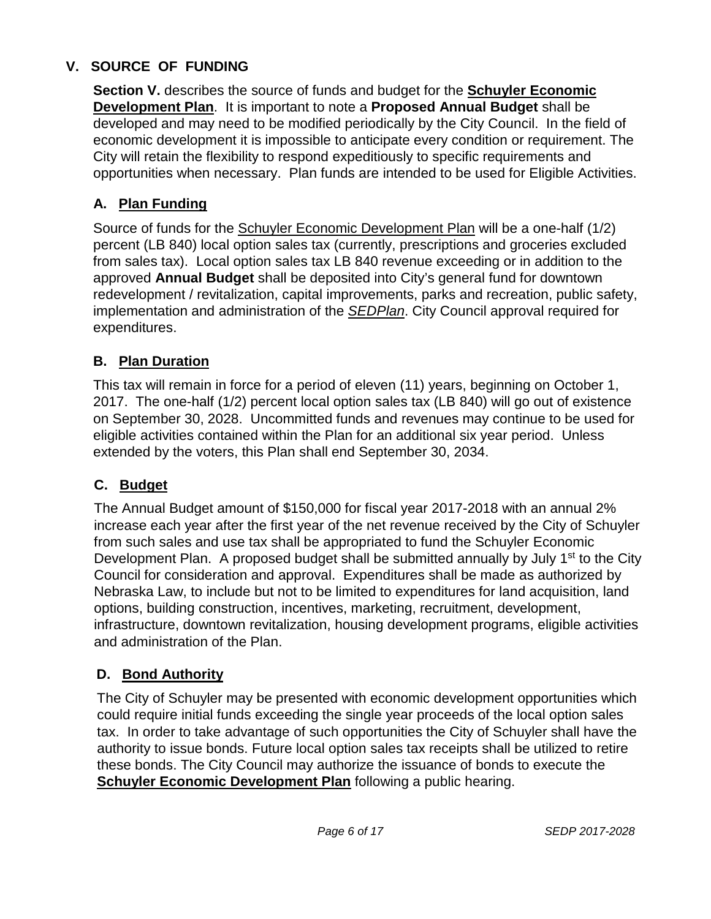## V. SOURCE OF FUNDING

**Section V.** describes the source of funds and budget for the **Schuyler Economic Development Plan**. It is important to note a **Proposed Annual Budget** shall be developed and may need to be modified periodically by the City Council. In the field of economic development it is impossible to anticipate every condition or requirement. The City will retain the flexibility to respond expeditiously to specific requirements and opportunities when necessary. Plan funds are intended to be used for Eligible Activities.

### A. Plan Funding

Source of funds for the Schuyler Economic Development Plan will be a one-half (1/2) percent (LB 840) local option sales tax (currently, prescriptions and groceries excluded from sales tax). Local option sales tax LB 840 revenue exceeding or in addition to the approved **Annual Budget** shall be deposited into City's general fund for downtown redevelopment / revitalization, capital improvements, parks and recreation, public safety, implementation and administration of the *SEDPlan*. City Council approval required for expenditures.

### B. Plan Duration

This tax will remain in force for a period of eleven (11) years, beginning on October 1, 2017. The one-half (1/2) percent local option sales tax (LB 840) will go out of existence on September 30, 2028. Uncommitted funds and revenues may continue to be used for eligible activities contained within the Plan for an additional six year period. Unless extended by the voters, this Plan shall end September 30, 2034.

### C. Budget

The Annual Budget amount of $150,000 for fiscal year 2017-2018 with an annual 2% increase each year after the first year of the net revenue received by the City of Schuyler from such sales and use tax shall be appropriated to fund the Schuyler Economic Development Plan. A proposed budget shall be submitted annually by July 1st to the City Council for consideration and approval. Expenditures shall be made as authorized by Nebraska Law, to include but not to be limited to expenditures for land acquisition, land options, building construction, incentives, marketing, recruitment, development, infrastructure, downtown revitalization, housing development programs, eligible activities and administration of the Plan.

### D. Bond Authority

The City of Schuyler may be presented with economic development opportunities which could require initial funds exceeding the single year proceeds of the local option sales tax. In order to take advantage of such opportunities the City of Schuyler shall have the authority to issue bonds. Future local option sales tax receipts shall be utilized to retire these bonds. The City Council may authorize the issuance of bonds to execute the **Schuyler Economic Development Plan** following a public hearing.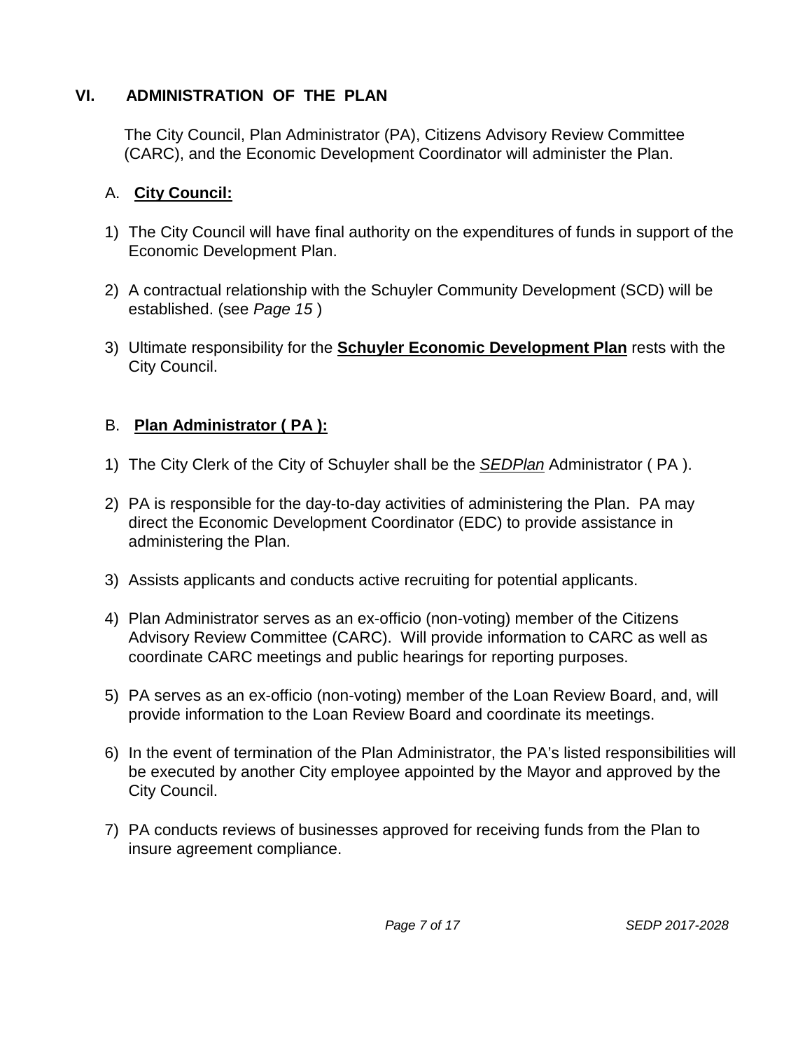## VI. ADMINISTRATION OF THE PLAN

The City Council, Plan Administrator (PA), Citizens Advisory Review Committee (CARC), and the Economic Development Coordinator will administer the Plan.

### A. <u>**City Council:**</u>

1) The City Council will have final authority on the expenditures of funds in support of the Economic Development Plan.

2) A contractual relationship with the Schuyler Community Development (SCD) will be established. (see *Page 15* )

3) Ultimate responsibility for the <u>**Schuyler Economic Development Plan**</u> rests with the City Council.

### B. <u>**Plan Administrator ( PA ):**</u>

1) The City Clerk of the City of Schuyler shall be the <u>*SEDPlan*</u> Administrator ( PA ).

2) PA is responsible for the day-to-day activities of administering the Plan. PA may direct the Economic Development Coordinator (EDC) to provide assistance in administering the Plan.

3) Assists applicants and conducts active recruiting for potential applicants.

4) Plan Administrator serves as an ex-officio (non-voting) member of the Citizens Advisory Review Committee (CARC). Will provide information to CARC as well as coordinate CARC meetings and public hearings for reporting purposes.

5) PA serves as an ex-officio (non-voting) member of the Loan Review Board, and, will provide information to the Loan Review Board and coordinate its meetings.

6) In the event of termination of the Plan Administrator, the PA's listed responsibilities will be executed by another City employee appointed by the Mayor and approved by the City Council.

7) PA conducts reviews of businesses approved for receiving funds from the Plan to insure agreement compliance.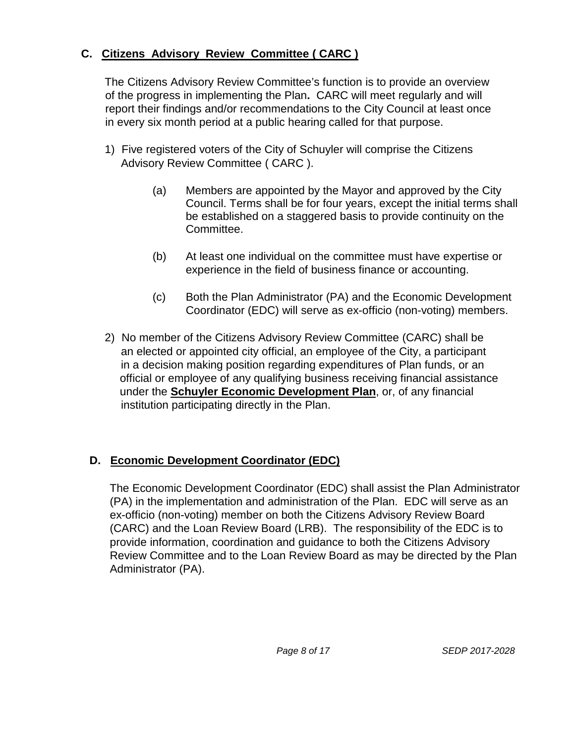## C. Citizens Advisory Review Committee ( CARC )

The Citizens Advisory Review Committee's function is to provide an overview of the progress in implementing the Plan**.** CARC will meet regularly and will report their findings and/or recommendations to the City Council at least once in every six month period at a public hearing called for that purpose.

1) Five registered voters of the City of Schuyler will comprise the Citizens Advisory Review Committee ( CARC ).

    (a) Members are appointed by the Mayor and approved by the City Council. Terms shall be for four years, except the initial terms shall be established on a staggered basis to provide continuity on the Committee.

    (b) At least one individual on the committee must have expertise or experience in the field of business finance or accounting.

    (c) Both the Plan Administrator (PA) and the Economic Development Coordinator (EDC) will serve as ex-officio (non-voting) members.

2) No member of the Citizens Advisory Review Committee (CARC) shall be an elected or appointed city official, an employee of the City, a participant in a decision making position regarding expenditures of Plan funds, or an official or employee of any qualifying business receiving financial assistance under the **Schuyler Economic Development Plan**, or, of any financial institution participating directly in the Plan.

## D. Economic Development Coordinator (EDC)

The Economic Development Coordinator (EDC) shall assist the Plan Administrator (PA) in the implementation and administration of the Plan. EDC will serve as an ex-officio (non-voting) member on both the Citizens Advisory Review Board (CARC) and the Loan Review Board (LRB). The responsibility of the EDC is to provide information, coordination and guidance to both the Citizens Advisory Review Committee and to the Loan Review Board as may be directed by the Plan Administrator (PA).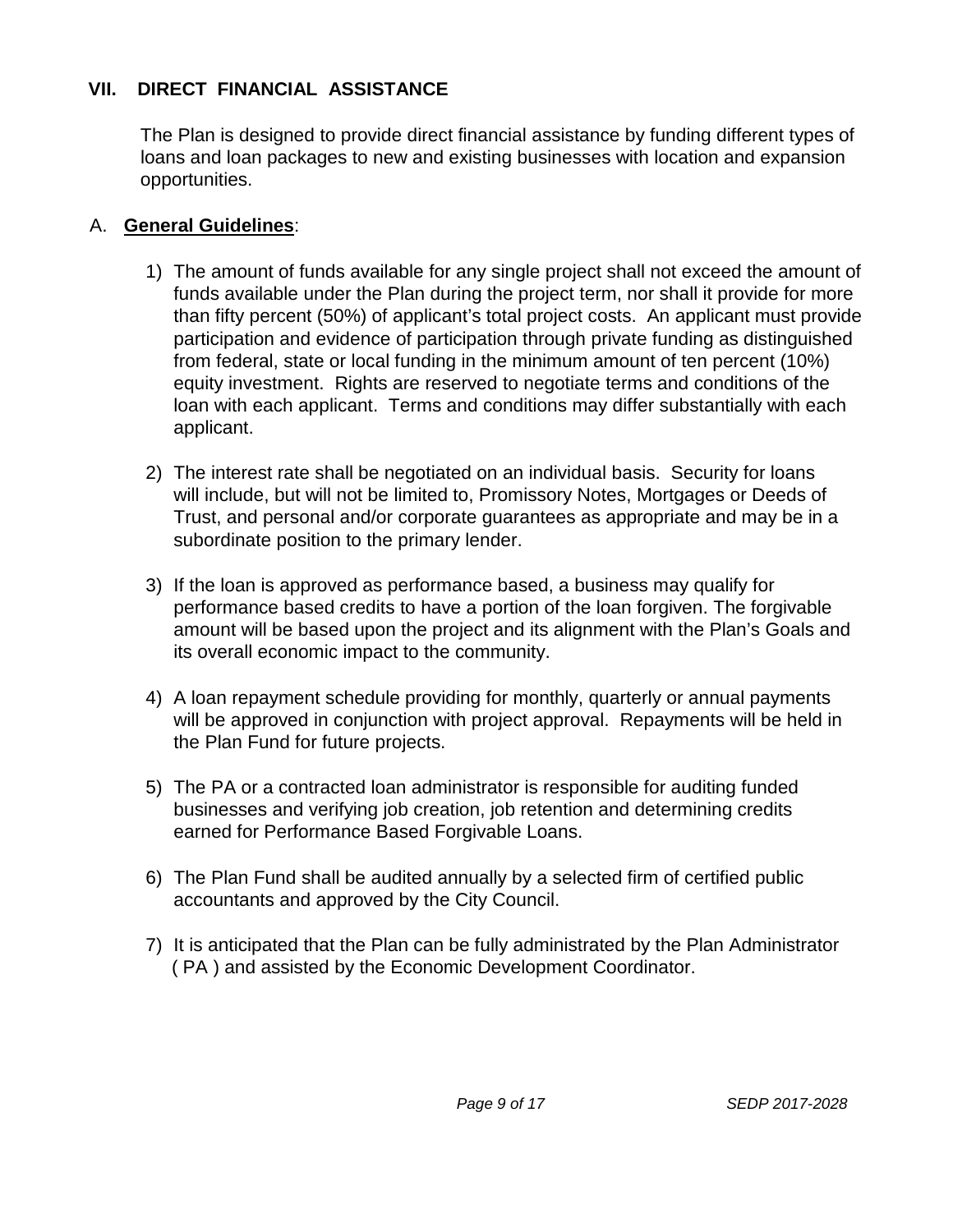## VII. DIRECT FINANCIAL ASSISTANCE

The Plan is designed to provide direct financial assistance by funding different types of loans and loan packages to new and existing businesses with location and expansion opportunities.

### A. **General Guidelines**:

1) The amount of funds available for any single project shall not exceed the amount of funds available under the Plan during the project term, nor shall it provide for more than fifty percent (50%) of applicant's total project costs. An applicant must provide participation and evidence of participation through private funding as distinguished from federal, state or local funding in the minimum amount of ten percent (10%) equity investment. Rights are reserved to negotiate terms and conditions of the loan with each applicant. Terms and conditions may differ substantially with each applicant.

2) The interest rate shall be negotiated on an individual basis. Security for loans will include, but will not be limited to, Promissory Notes, Mortgages or Deeds of Trust, and personal and/or corporate guarantees as appropriate and may be in a subordinate position to the primary lender.

3) If the loan is approved as performance based, a business may qualify for performance based credits to have a portion of the loan forgiven. The forgivable amount will be based upon the project and its alignment with the Plan's Goals and its overall economic impact to the community.

4) A loan repayment schedule providing for monthly, quarterly or annual payments will be approved in conjunction with project approval. Repayments will be held in the Plan Fund for future projects.

5) The PA or a contracted loan administrator is responsible for auditing funded businesses and verifying job creation, job retention and determining credits earned for Performance Based Forgivable Loans.

6) The Plan Fund shall be audited annually by a selected firm of certified public accountants and approved by the City Council.

7) It is anticipated that the Plan can be fully administrated by the Plan Administrator ( PA ) and assisted by the Economic Development Coordinator.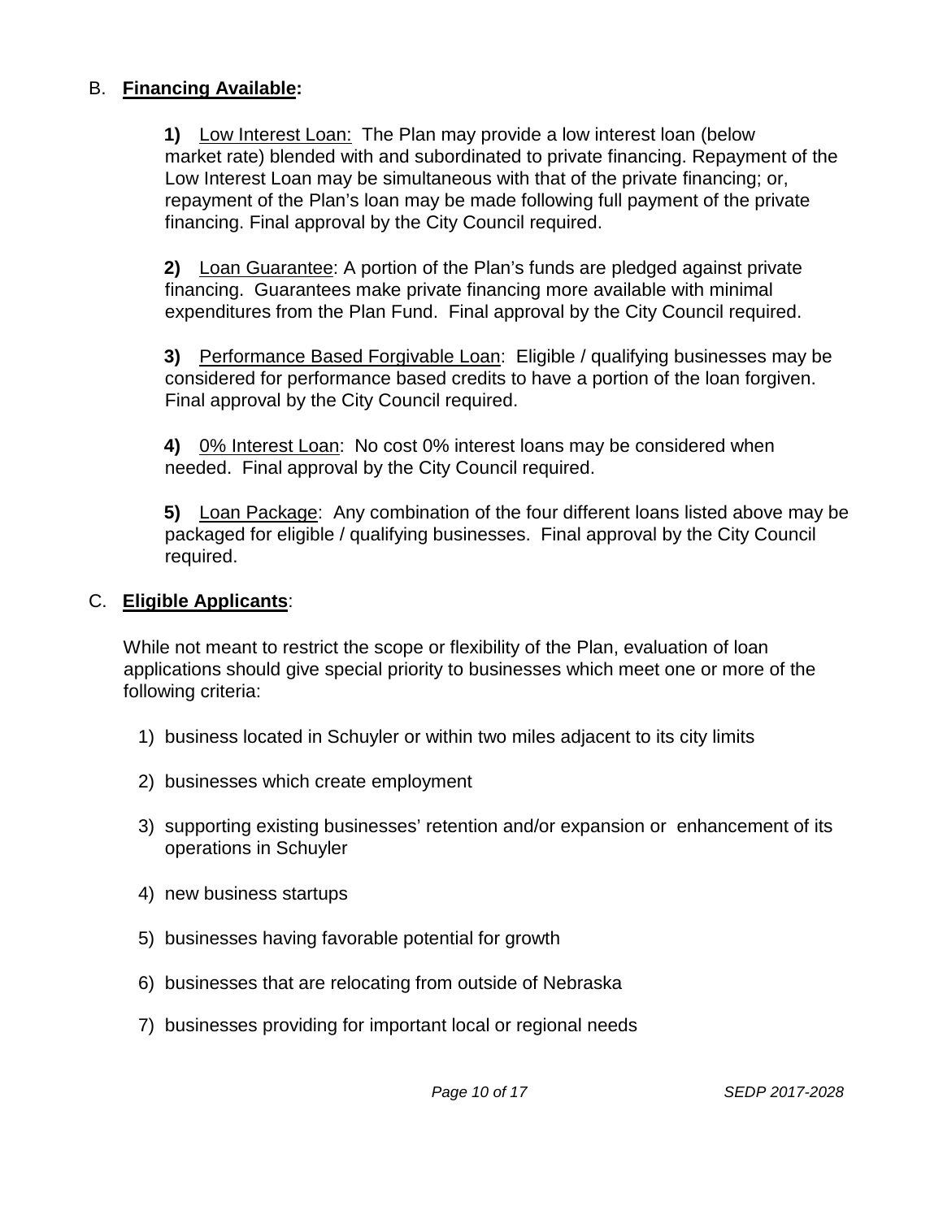B. **<u>Financing Available</u>:**

**1)** <u>Low Interest Loan:</u> The Plan may provide a low interest loan (below market rate) blended with and subordinated to private financing. Repayment of the Low Interest Loan may be simultaneous with that of the private financing; or, repayment of the Plan's loan may be made following full payment of the private financing. Final approval by the City Council required.

**2)** <u>Loan Guarantee</u>: A portion of the Plan's funds are pledged against private financing. Guarantees make private financing more available with minimal expenditures from the Plan Fund. Final approval by the City Council required.

**3)** <u>Performance Based Forgivable Loan</u>: Eligible / qualifying businesses may be considered for performance based credits to have a portion of the loan forgiven. Final approval by the City Council required.

**4)** <u>0% Interest Loan</u>: No cost 0% interest loans may be considered when needed. Final approval by the City Council required.

**5)** <u>Loan Package</u>: Any combination of the four different loans listed above may be packaged for eligible / qualifying businesses. Final approval by the City Council required.

C. **<u>Eligible Applicants</u>**:

While not meant to restrict the scope or flexibility of the Plan, evaluation of loan applications should give special priority to businesses which meet one or more of the following criteria:

1) business located in Schuyler or within two miles adjacent to its city limits

2) businesses which create employment

3) supporting existing businesses' retention and/or expansion or enhancement of its operations in Schuyler

4) new business startups

5) businesses having favorable potential for growth

6) businesses that are relocating from outside of Nebraska

7) businesses providing for important local or regional needs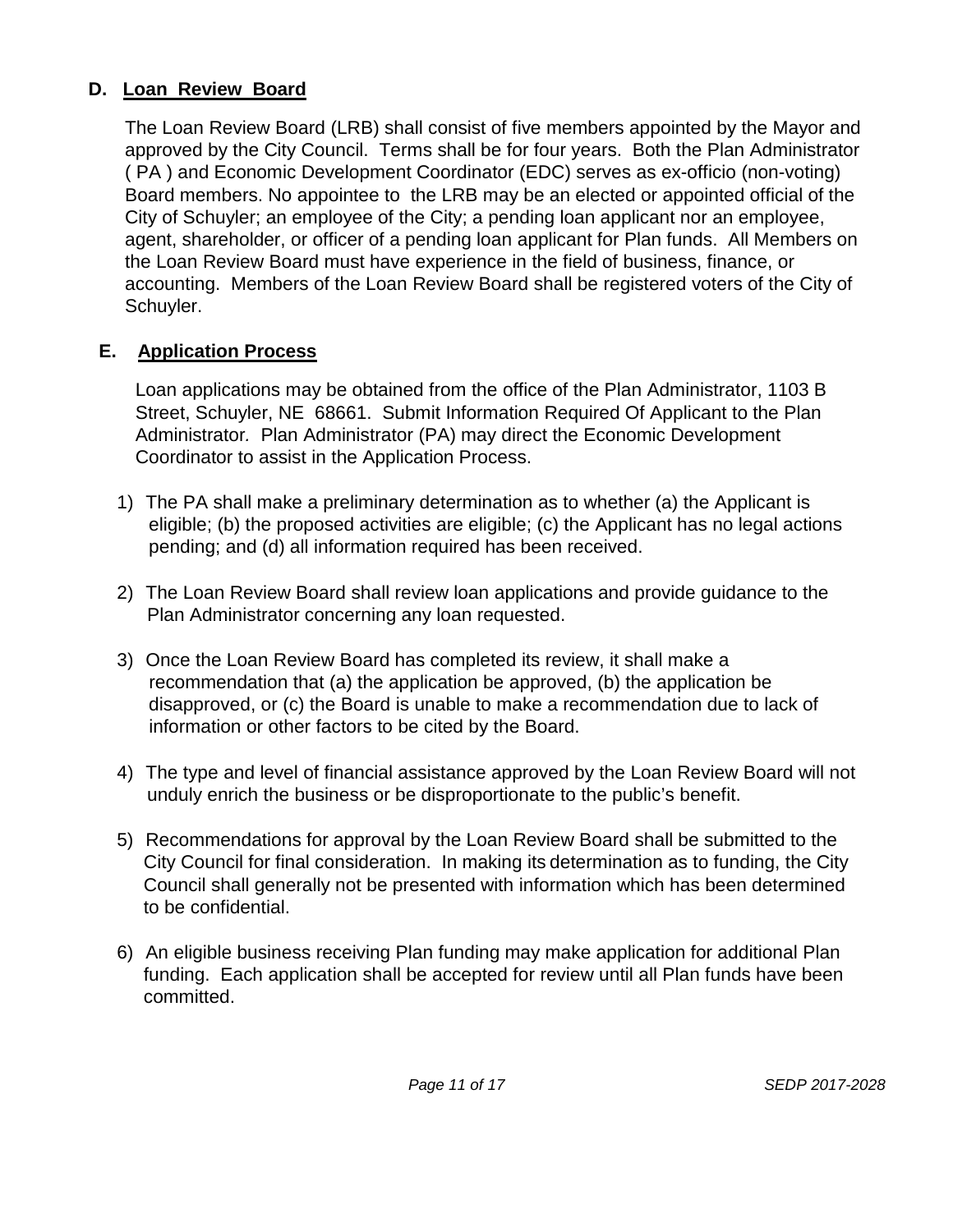## D. Loan Review Board

The Loan Review Board (LRB) shall consist of five members appointed by the Mayor and approved by the City Council. Terms shall be for four years. Both the Plan Administrator ( PA ) and Economic Development Coordinator (EDC) serves as ex-officio (non-voting) Board members. No appointee to the LRB may be an elected or appointed official of the City of Schuyler; an employee of the City; a pending loan applicant nor an employee, agent, shareholder, or officer of a pending loan applicant for Plan funds. All Members on the Loan Review Board must have experience in the field of business, finance, or accounting. Members of the Loan Review Board shall be registered voters of the City of Schuyler.

## E. Application Process

Loan applications may be obtained from the office of the Plan Administrator, 1103 B Street, Schuyler, NE 68661. Submit Information Required Of Applicant to the Plan Administrator*.* Plan Administrator (PA) may direct the Economic Development Coordinator to assist in the Application Process.

1) The PA shall make a preliminary determination as to whether (a) the Applicant is eligible; (b) the proposed activities are eligible; (c) the Applicant has no legal actions pending; and (d) all information required has been received.

2) The Loan Review Board shall review loan applications and provide guidance to the Plan Administrator concerning any loan requested.

3) Once the Loan Review Board has completed its review, it shall make a recommendation that (a) the application be approved, (b) the application be disapproved, or (c) the Board is unable to make a recommendation due to lack of information or other factors to be cited by the Board.

4) The type and level of financial assistance approved by the Loan Review Board will not unduly enrich the business or be disproportionate to the public's benefit.

5) Recommendations for approval by the Loan Review Board shall be submitted to the City Council for final consideration. In making its determination as to funding, the City Council shall generally not be presented with information which has been determined to be confidential.

6) An eligible business receiving Plan funding may make application for additional Plan funding. Each application shall be accepted for review until all Plan funds have been committed.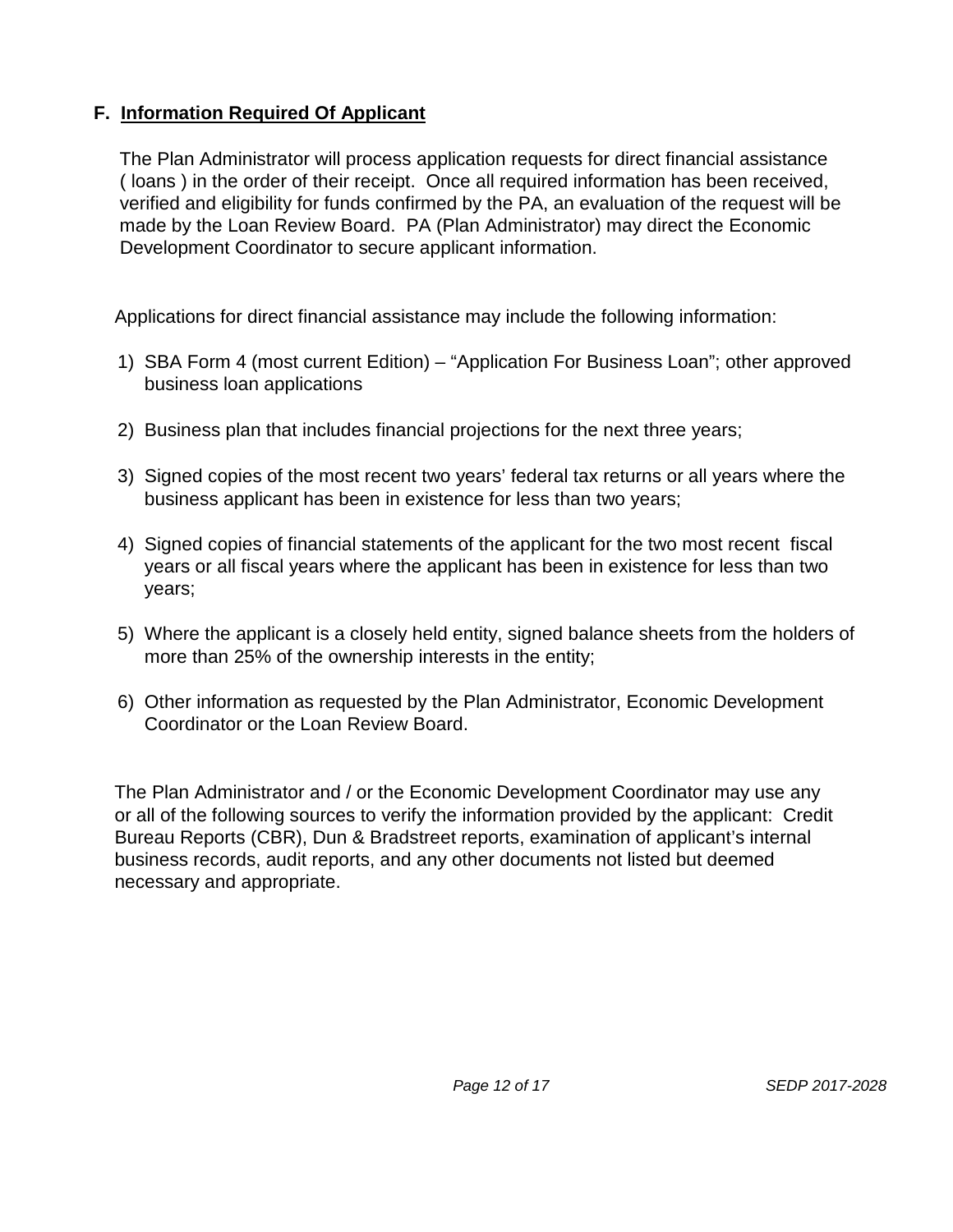## F. Information Required Of Applicant

The Plan Administrator will process application requests for direct financial assistance ( loans ) in the order of their receipt. Once all required information has been received, verified and eligibility for funds confirmed by the PA, an evaluation of the request will be made by the Loan Review Board. PA (Plan Administrator) may direct the Economic Development Coordinator to secure applicant information.

Applications for direct financial assistance may include the following information:

1) SBA Form 4 (most current Edition) – "Application For Business Loan"; other approved business loan applications
2) Business plan that includes financial projections for the next three years;
3) Signed copies of the most recent two years' federal tax returns or all years where the business applicant has been in existence for less than two years;
4) Signed copies of financial statements of the applicant for the two most recent fiscal years or all fiscal years where the applicant has been in existence for less than two years;
5) Where the applicant is a closely held entity, signed balance sheets from the holders of more than 25% of the ownership interests in the entity;
6) Other information as requested by the Plan Administrator, Economic Development Coordinator or the Loan Review Board.

The Plan Administrator and / or the Economic Development Coordinator may use any or all of the following sources to verify the information provided by the applicant: Credit Bureau Reports (CBR), Dun & Bradstreet reports, examination of applicant's internal business records, audit reports, and any other documents not listed but deemed necessary and appropriate.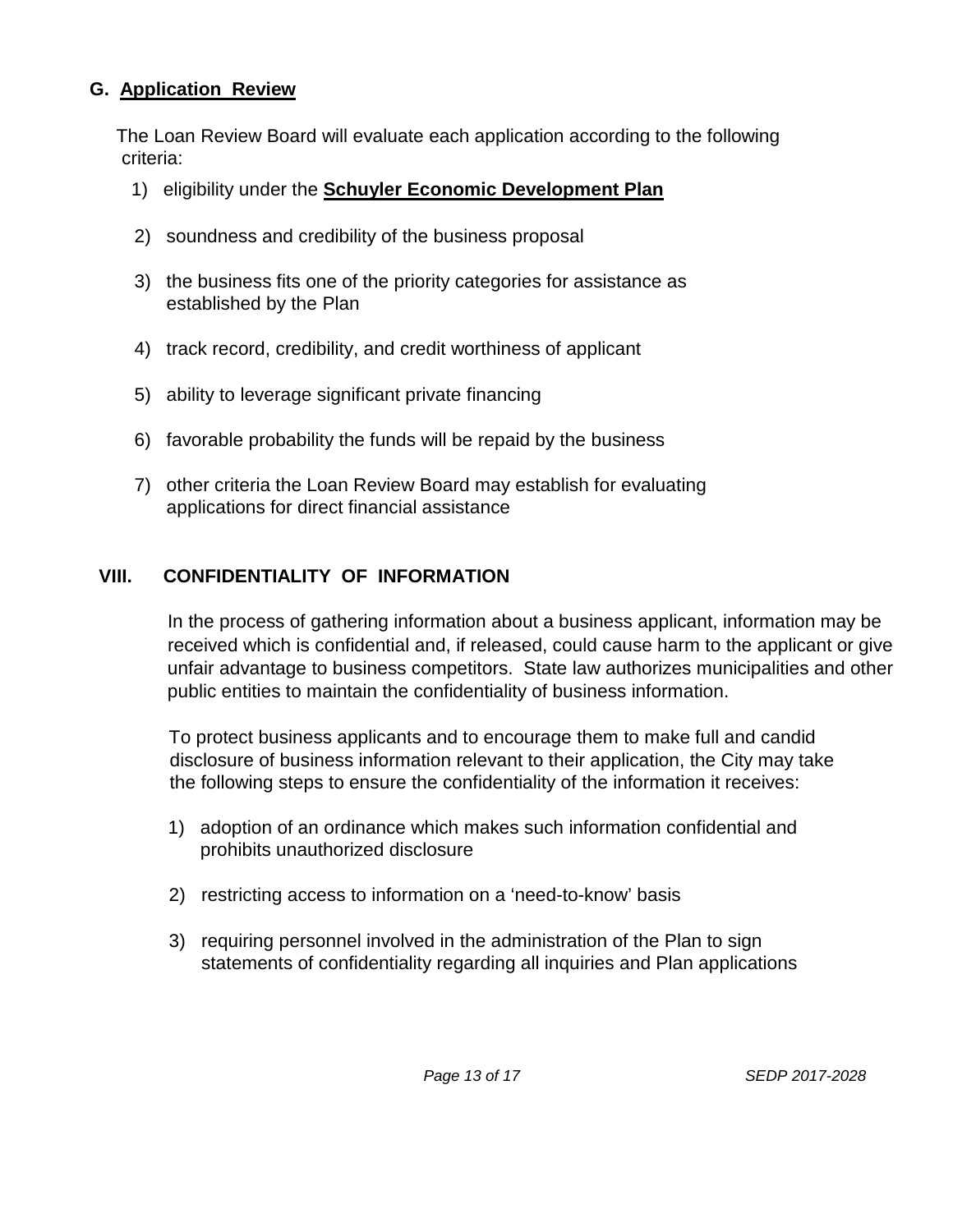### G. Application Review

The Loan Review Board will evaluate each application according to the following criteria:

1) eligibility under the **Schuyler Economic Development Plan**
2) soundness and credibility of the business proposal
3) the business fits one of the priority categories for assistance as established by the Plan
4) track record, credibility, and credit worthiness of applicant
5) ability to leverage significant private financing
6) favorable probability the funds will be repaid by the business
7) other criteria the Loan Review Board may establish for evaluating applications for direct financial assistance

## VIII. CONFIDENTIALITY OF INFORMATION

In the process of gathering information about a business applicant, information may be received which is confidential and, if released, could cause harm to the applicant or give unfair advantage to business competitors. State law authorizes municipalities and other public entities to maintain the confidentiality of business information.

To protect business applicants and to encourage them to make full and candid disclosure of business information relevant to their application, the City may take the following steps to ensure the confidentiality of the information it receives:

1) adoption of an ordinance which makes such information confidential and prohibits unauthorized disclosure
2) restricting access to information on a 'need-to-know' basis
3) requiring personnel involved in the administration of the Plan to sign statements of confidentiality regarding all inquiries and Plan applications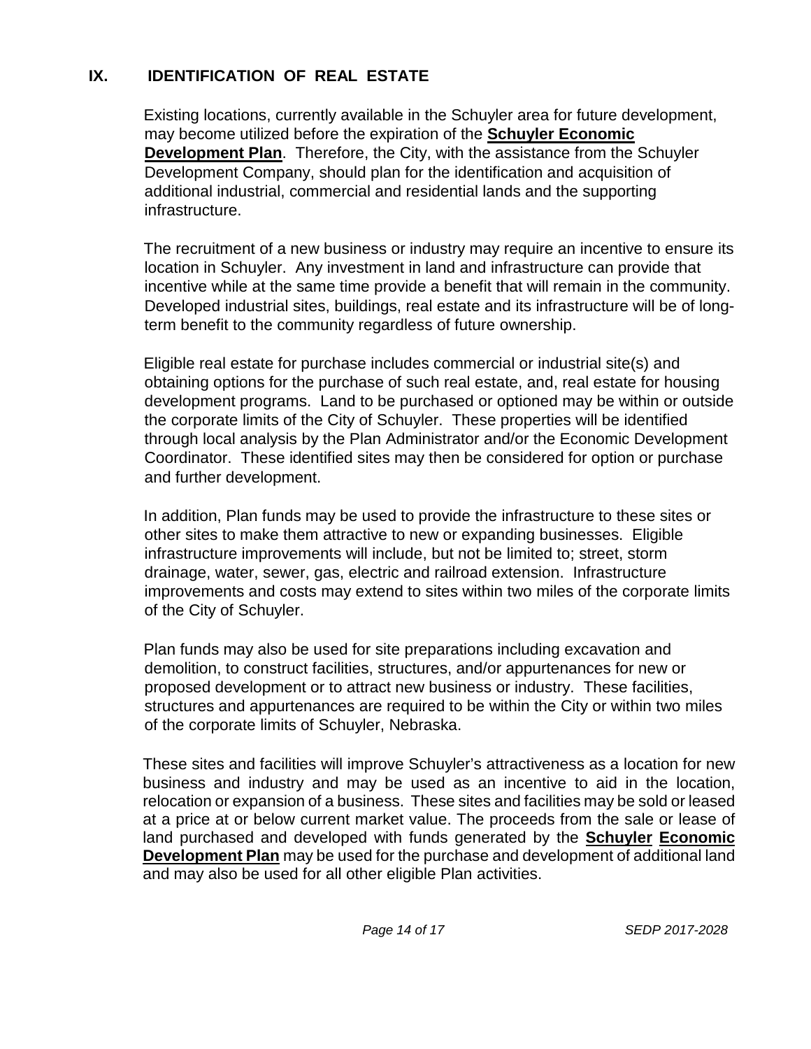## IX. IDENTIFICATION OF REAL ESTATE

Existing locations, currently available in the Schuyler area for future development, may become utilized before the expiration of the **Schuyler Economic Development Plan**. Therefore, the City, with the assistance from the Schuyler Development Company, should plan for the identification and acquisition of additional industrial, commercial and residential lands and the supporting infrastructure.

The recruitment of a new business or industry may require an incentive to ensure its location in Schuyler. Any investment in land and infrastructure can provide that incentive while at the same time provide a benefit that will remain in the community. Developed industrial sites, buildings, real estate and its infrastructure will be of long-term benefit to the community regardless of future ownership.

Eligible real estate for purchase includes commercial or industrial site(s) and obtaining options for the purchase of such real estate, and, real estate for housing development programs. Land to be purchased or optioned may be within or outside the corporate limits of the City of Schuyler. These properties will be identified through local analysis by the Plan Administrator and/or the Economic Development Coordinator. These identified sites may then be considered for option or purchase and further development.

In addition, Plan funds may be used to provide the infrastructure to these sites or other sites to make them attractive to new or expanding businesses. Eligible infrastructure improvements will include, but not be limited to; street, storm drainage, water, sewer, gas, electric and railroad extension. Infrastructure improvements and costs may extend to sites within two miles of the corporate limits of the City of Schuyler.

Plan funds may also be used for site preparations including excavation and demolition, to construct facilities, structures, and/or appurtenances for new or proposed development or to attract new business or industry. These facilities, structures and appurtenances are required to be within the City or within two miles of the corporate limits of Schuyler, Nebraska.

These sites and facilities will improve Schuyler's attractiveness as a location for new business and industry and may be used as an incentive to aid in the location, relocation or expansion of a business. These sites and facilities may be sold or leased at a price at or below current market value. The proceeds from the sale or lease of land purchased and developed with funds generated by the **Schuyler Economic Development Plan** may be used for the purchase and development of additional land and may also be used for all other eligible Plan activities.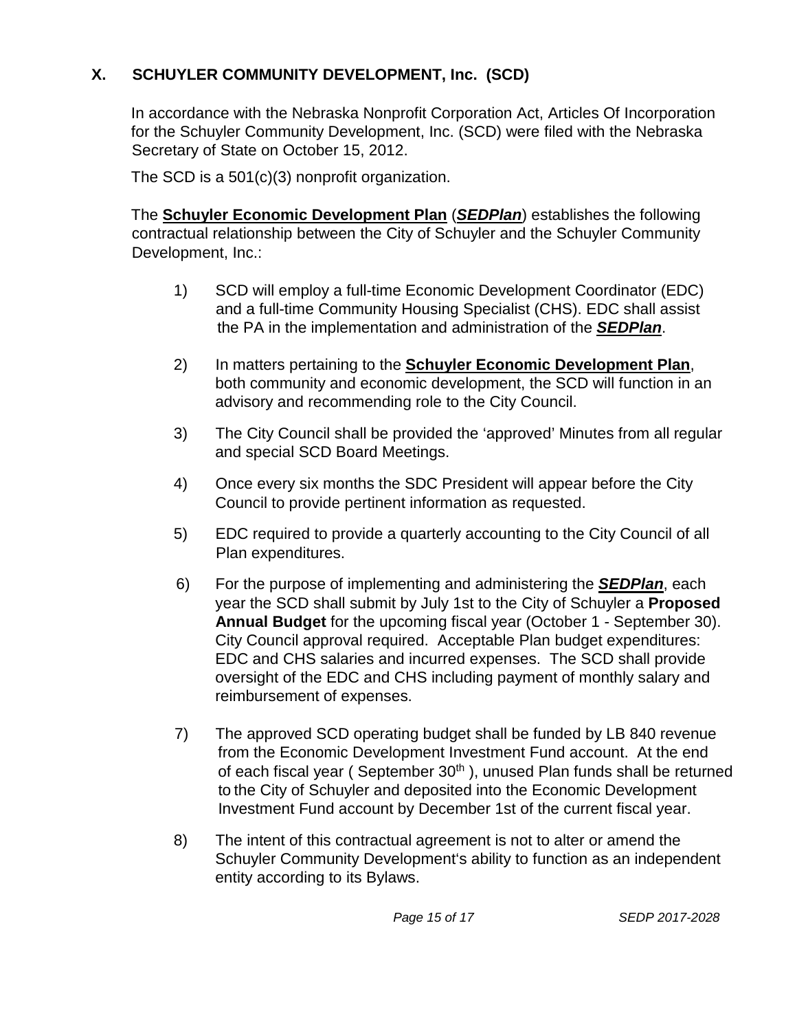## X. SCHUYLER COMMUNITY DEVELOPMENT, Inc. (SCD)

In accordance with the Nebraska Nonprofit Corporation Act, Articles Of Incorporation for the Schuyler Community Development, Inc. (SCD) were filed with the Nebraska Secretary of State on October 15, 2012.

The SCD is a 501(c)(3) nonprofit organization.

The **Schuyler Economic Development Plan** (***SEDPlan***) establishes the following contractual relationship between the City of Schuyler and the Schuyler Community Development, Inc.:

1) SCD will employ a full-time Economic Development Coordinator (EDC) and a full-time Community Housing Specialist (CHS). EDC shall assist the PA in the implementation and administration of the ***SEDPlan***.

2) In matters pertaining to the **Schuyler Economic Development Plan**, both community and economic development, the SCD will function in an advisory and recommending role to the City Council.

3) The City Council shall be provided the 'approved' Minutes from all regular and special SCD Board Meetings.

4) Once every six months the SDC President will appear before the City Council to provide pertinent information as requested.

5) EDC required to provide a quarterly accounting to the City Council of all Plan expenditures.

6) For the purpose of implementing and administering the ***SEDPlan***, each year the SCD shall submit by July 1st to the City of Schuyler a **Proposed Annual Budget** for the upcoming fiscal year (October 1 - September 30). City Council approval required. Acceptable Plan budget expenditures: EDC and CHS salaries and incurred expenses. The SCD shall provide oversight of the EDC and CHS including payment of monthly salary and reimbursement of expenses.

7) The approved SCD operating budget shall be funded by LB 840 revenue from the Economic Development Investment Fund account. At the end of each fiscal year ( September 30th ), unused Plan funds shall be returned to the City of Schuyler and deposited into the Economic Development Investment Fund account by December 1st of the current fiscal year.

8) The intent of this contractual agreement is not to alter or amend the Schuyler Community Development's ability to function as an independent entity according to its Bylaws.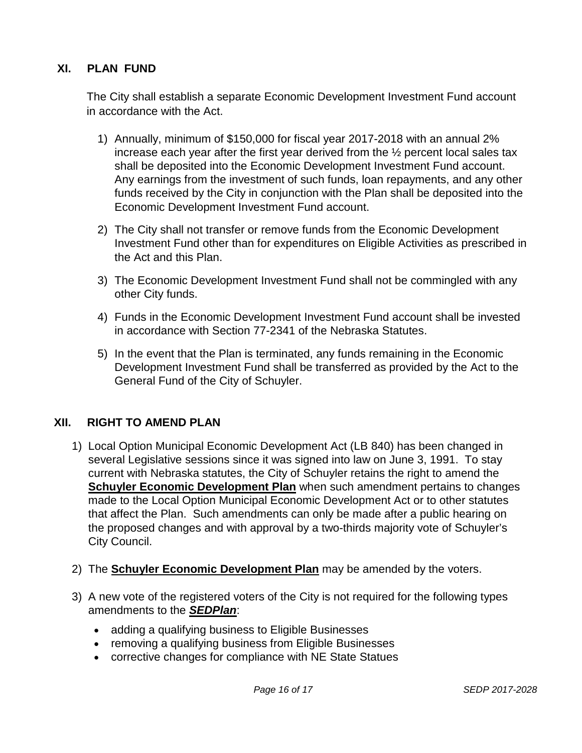## XI. PLAN FUND

The City shall establish a separate Economic Development Investment Fund account in accordance with the Act.

1) Annually, minimum of $150,000 for fiscal year 2017-2018 with an annual 2% increase each year after the first year derived from the ½ percent local sales tax shall be deposited into the Economic Development Investment Fund account. Any earnings from the investment of such funds, loan repayments, and any other funds received by the City in conjunction with the Plan shall be deposited into the Economic Development Investment Fund account.

2) The City shall not transfer or remove funds from the Economic Development Investment Fund other than for expenditures on Eligible Activities as prescribed in the Act and this Plan.

3) The Economic Development Investment Fund shall not be commingled with any other City funds.

4) Funds in the Economic Development Investment Fund account shall be invested in accordance with Section 77-2341 of the Nebraska Statutes.

5) In the event that the Plan is terminated, any funds remaining in the Economic Development Investment Fund shall be transferred as provided by the Act to the General Fund of the City of Schuyler.

## XII. RIGHT TO AMEND PLAN

1) Local Option Municipal Economic Development Act (LB 840) has been changed in several Legislative sessions since it was signed into law on June 3, 1991. To stay current with Nebraska statutes, the City of Schuyler retains the right to amend the **Schuyler Economic Development Plan** when such amendment pertains to changes made to the Local Option Municipal Economic Development Act or to other statutes that affect the Plan. Such amendments can only be made after a public hearing on the proposed changes and with approval by a two-thirds majority vote of Schuyler's City Council.

2) The **Schuyler Economic Development Plan** may be amended by the voters.

3) A new vote of the registered voters of the City is not required for the following types amendments to the ***SEDPlan***:
   - adding a qualifying business to Eligible Businesses
   - removing a qualifying business from Eligible Businesses
   - corrective changes for compliance with NE State Statues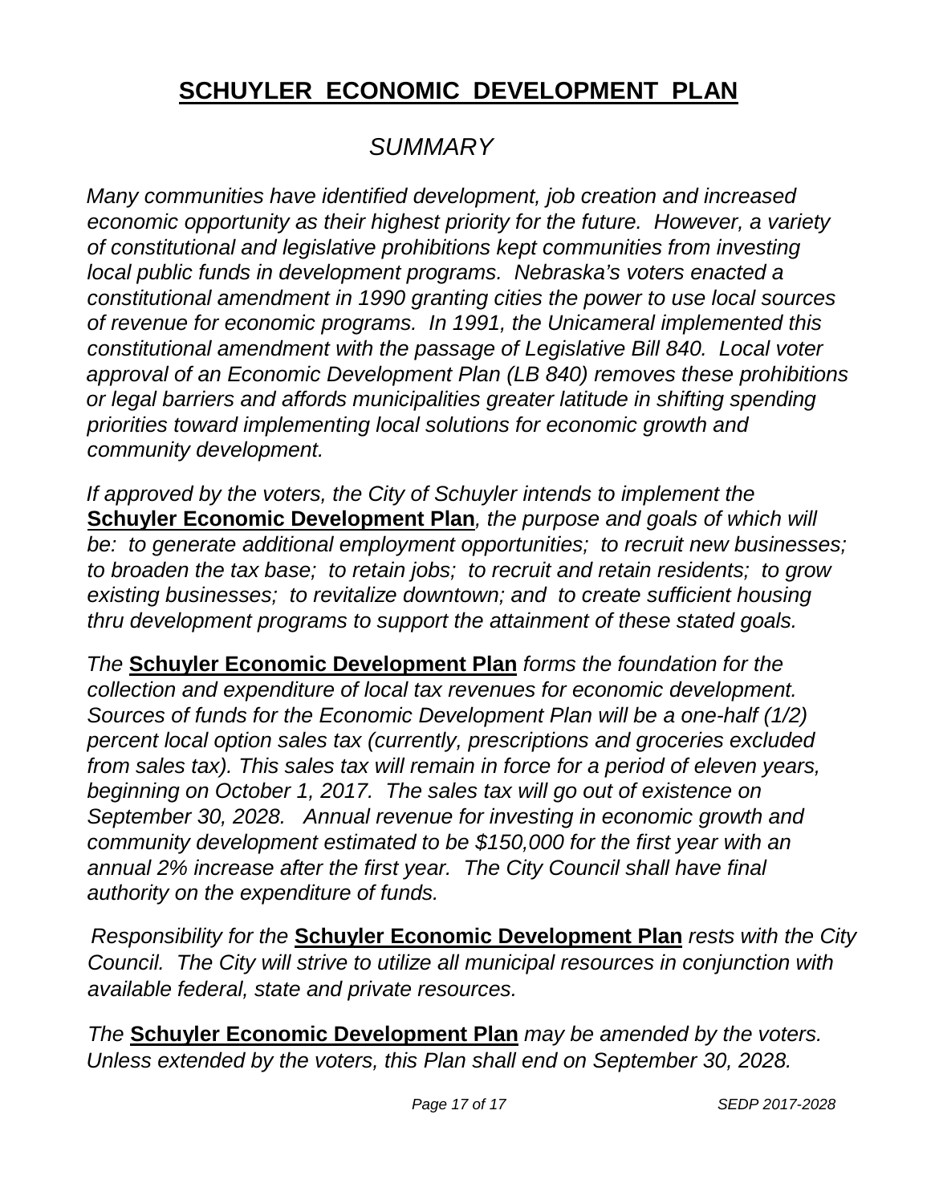# SCHUYLER ECONOMIC DEVELOPMENT PLAN

## *SUMMARY*

*Many communities have identified development, job creation and increased economic opportunity as their highest priority for the future. However, a variety of constitutional and legislative prohibitions kept communities from investing local public funds in development programs. Nebraska's voters enacted a constitutional amendment in 1990 granting cities the power to use local sources of revenue for economic programs. In 1991, the Unicameral implemented this constitutional amendment with the passage of Legislative Bill 840. Local voter approval of an Economic Development Plan (LB 840) removes these prohibitions or legal barriers and affords municipalities greater latitude in shifting spending priorities toward implementing local solutions for economic growth and community development.*

*If approved by the voters, the City of Schuyler intends to implement the* **Schuyler Economic Development Plan***, the purpose and goals of which will be: to generate additional employment opportunities; to recruit new businesses; to broaden the tax base; to retain jobs; to recruit and retain residents; to grow existing businesses; to revitalize downtown; and to create sufficient housing thru development programs to support the attainment of these stated goals.*

*The* **Schuyler Economic Development Plan** *forms the foundation for the collection and expenditure of local tax revenues for economic development. Sources of funds for the Economic Development Plan will be a one-half (1/2) percent local option sales tax (currently, prescriptions and groceries excluded from sales tax). This sales tax will remain in force for a period of eleven years, beginning on October 1, 2017. The sales tax will go out of existence on September 30, 2028. Annual revenue for investing in economic growth and community development estimated to be $150,000 for the first year with an annual 2% increase after the first year. The City Council shall have final authority on the expenditure of funds.*

*Responsibility for the* **Schuyler Economic Development Plan** *rests with the City Council. The City will strive to utilize all municipal resources in conjunction with available federal, state and private resources.*

*The* **Schuyler Economic Development Plan** *may be amended by the voters. Unless extended by the voters, this Plan shall end on September 30, 2028.*